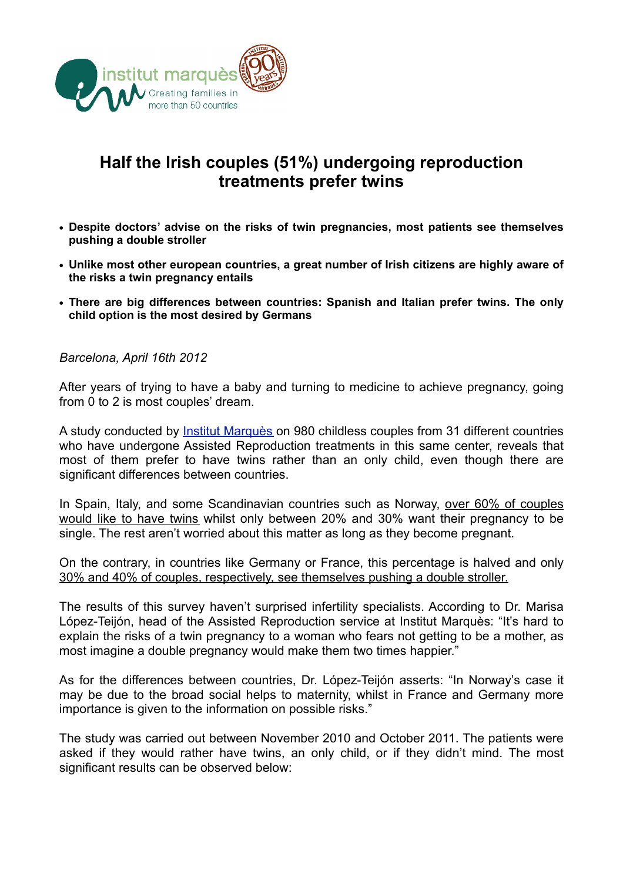# Half the Irish couples (51%) undergoing reproduction treatments prefer twins

- **Despite doctors' advise on the risks of twin pregnancies, most patients see themselves pushing a double stroller**
- **Unlike most other european countries, a great number of Irish citizens are highly aware of the risks a twin pregnancy entails**
- **There are big differences between countries: Spanish and Italian prefer twins. The only child option is the most desired by Germans**

*Barcelona, April 16th 2012*

After years of trying to have a baby and turning to medicine to achieve pregnancy, going from 0 to 2 is most couples' dream.

A study conducted by Institut Marquès on 980 childless couples from 31 different countries who have undergone Assisted Reproduction treatments in this same center, reveals that most of them prefer to have twins rather than an only child, even though there are significant differences between countries.

In Spain, Italy, and some Scandinavian countries such as Norway, over 60% of couples would like to have twins whilst only between 20% and 30% want their pregnancy to be single. The rest aren't worried about this matter as long as they become pregnant.

On the contrary, in countries like Germany or France, this percentage is halved and only 30% and 40% of couples, respectively, see themselves pushing a double stroller.

The results of this survey haven't surprised infertility specialists. According to Dr. Marisa López-Teijón, head of the Assisted Reproduction service at Institut Marquès: "It's hard to explain the risks of a twin pregnancy to a woman who fears not getting to be a mother, as most imagine a double pregnancy would make them two times happier."

As for the differences between countries, Dr. López-Teijón asserts: "In Norway's case it may be due to the broad social helps to maternity, whilst in France and Germany more importance is given to the information on possible risks."

The study was carried out between November 2010 and October 2011. The patients were asked if they would rather have twins, an only child, or if they didn't mind. The most significant results can be observed below: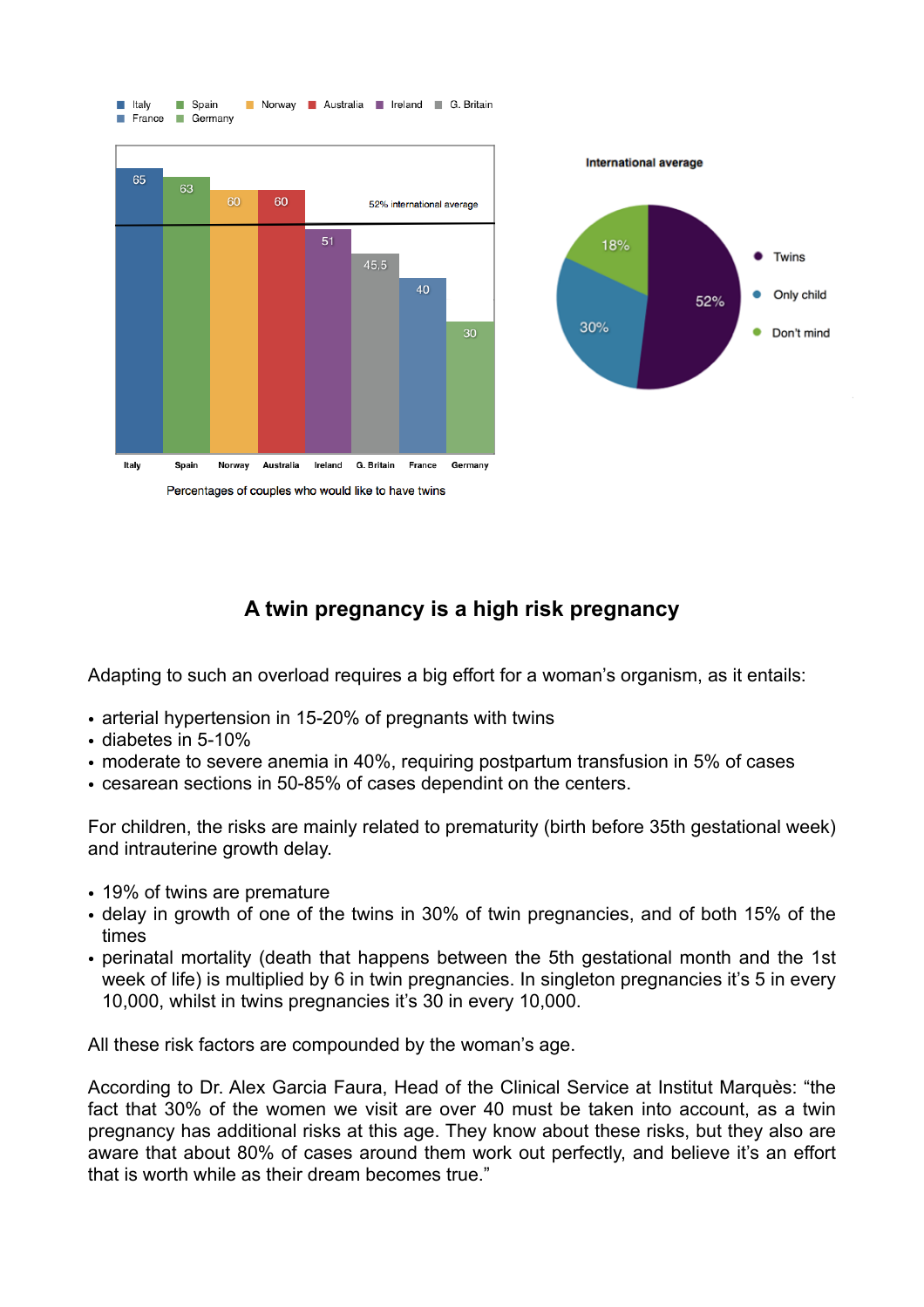| Country | Percentage |
|---|---|
| Italy | 65 |
| Spain | 63 |
| Norway | 60 |
| Australia | 60 |
| Ireland | 51 |
| G. Britain | 45.5 |
| France | 40 |
| Germany | 30 |

52% international average

Percentages of couples who would like to have twins

**International average**

| Preference | Percentage |
|---|---|
| Twins | 52% |
| Only child | 30% |
| Don't mind | 18% |

## A twin pregnancy is a high risk pregnancy

Adapting to such an overload requires a big effort for a woman's organism, as it entails:

- arterial hypertension in 15-20% of pregnants with twins
- diabetes in 5-10%
- moderate to severe anemia in 40%, requiring postpartum transfusion in 5% of cases
- cesarean sections in 50-85% of cases dependint on the centers.

For children, the risks are mainly related to prematurity (birth before 35th gestational week) and intrauterine growth delay.

- 19% of twins are premature
- delay in growth of one of the twins in 30% of twin pregnancies, and of both 15% of the times
- perinatal mortality (death that happens between the 5th gestational month and the 1st week of life) is multiplied by 6 in twin pregnancies. In singleton pregnancies it's 5 in every 10,000, whilst in twins pregnancies it's 30 in every 10,000.

All these risk factors are compounded by the woman's age.

According to Dr. Alex Garcia Faura, Head of the Clinical Service at Institut Marquès: "the fact that 30% of the women we visit are over 40 must be taken into account, as a twin pregnancy has additional risks at this age. They know about these risks, but they also are aware that about 80% of cases around them work out perfectly, and believe it's an effort that is worth while as their dream becomes true."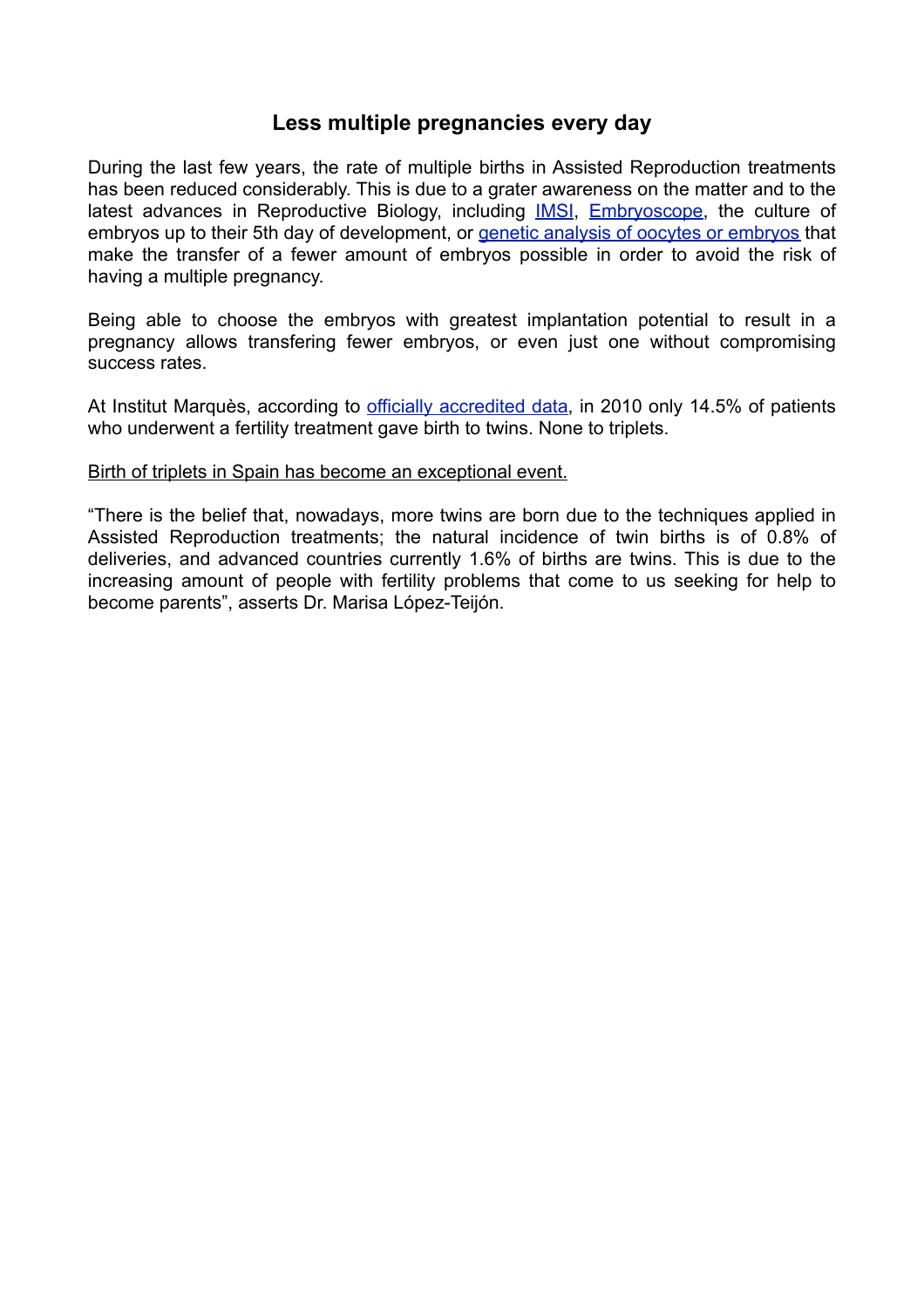## Less multiple pregnancies every day

During the last few years, the rate of multiple births in Assisted Reproduction treatments has been reduced considerably. This is due to a grater awareness on the matter and to the latest advances in Reproductive Biology, including IMSI, Embryoscope, the culture of embryos up to their 5th day of development, or genetic analysis of oocytes or embryos that make the transfer of a fewer amount of embryos possible in order to avoid the risk of having a multiple pregnancy.

Being able to choose the embryos with greatest implantation potential to result in a pregnancy allows transfering fewer embryos, or even just one without compromising success rates.

At Institut Marquès, according to officially accredited data, in 2010 only 14.5% of patients who underwent a fertility treatment gave birth to twins. None to triplets.

Birth of triplets in Spain has become an exceptional event.

“There is the belief that, nowadays, more twins are born due to the techniques applied in Assisted Reproduction treatments; the natural incidence of twin births is of 0.8% of deliveries, and advanced countries currently 1.6% of births are twins. This is due to the increasing amount of people with fertility problems that come to us seeking for help to become parents”, asserts Dr. Marisa López-Teijón.